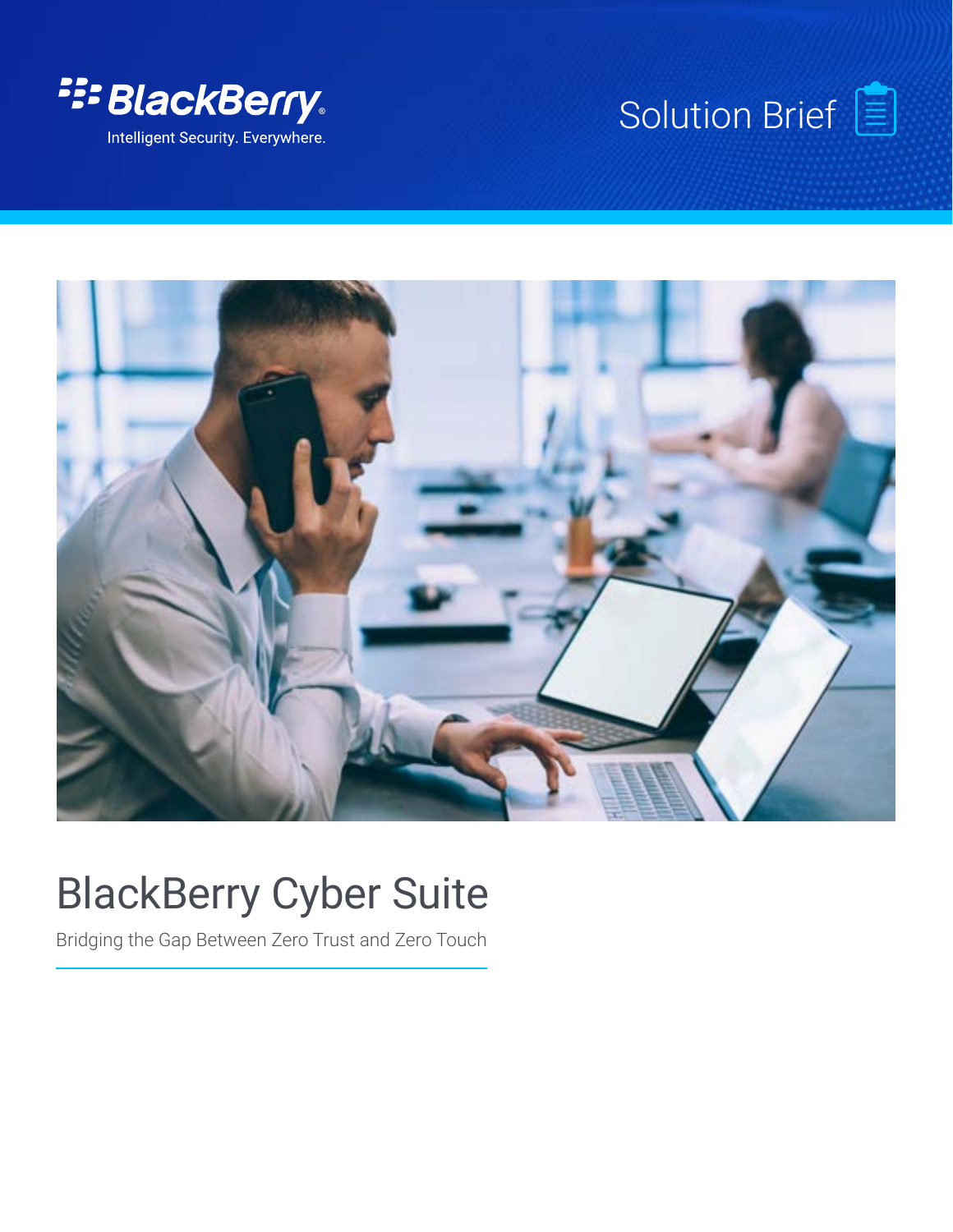BlackBerry

Intelligent Security. Everywhere.

Solution Brief

# BlackBerry Cyber Suite

Bridging the Gap Between Zero Trust and Zero Touch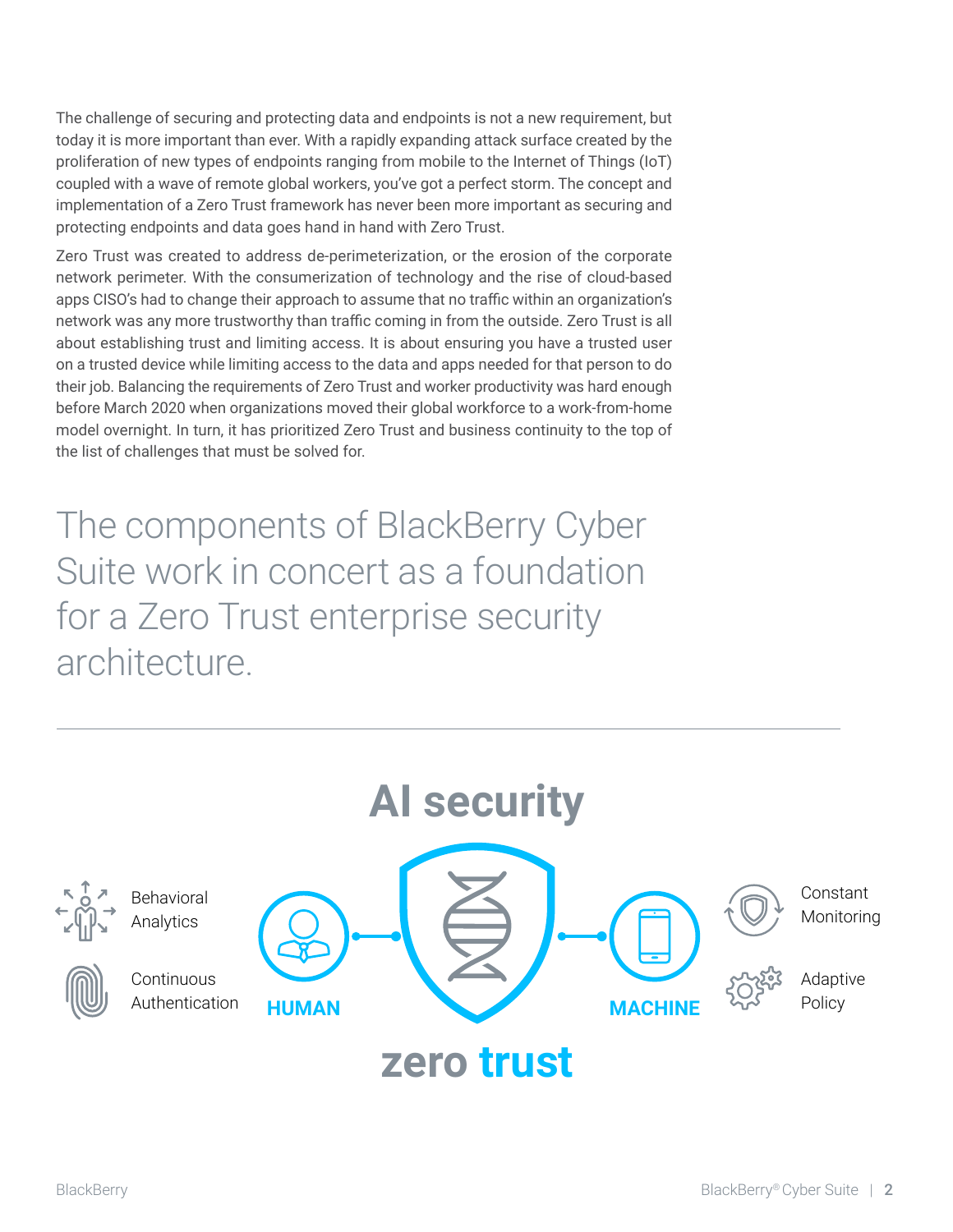The challenge of securing and protecting data and endpoints is not a new requirement, but today it is more important than ever. With a rapidly expanding attack surface created by the proliferation of new types of endpoints ranging from mobile to the Internet of Things (IoT) coupled with a wave of remote global workers, you've got a perfect storm. The concept and implementation of a Zero Trust framework has never been more important as securing and protecting endpoints and data goes hand in hand with Zero Trust.

Zero Trust was created to address de-perimeterization, or the erosion of the corporate network perimeter. With the consumerization of technology and the rise of cloud-based apps CISO's had to change their approach to assume that no traffic within an organization's network was any more trustworthy than traffic coming in from the outside. Zero Trust is all about establishing trust and limiting access. It is about ensuring you have a trusted user on a trusted device while limiting access to the data and apps needed for that person to do their job. Balancing the requirements of Zero Trust and worker productivity was hard enough before March 2020 when organizations moved their global workforce to a work-from-home model overnight. In turn, it has prioritized Zero Trust and business continuity to the top of the list of challenges that must be solved for.

## The components of BlackBerry Cyber Suite work in concert as a foundation for a Zero Trust enterprise security architecture.

---

**AI security**

Behavioral Analytics

Continuous Authentication

**HUMAN**

**MACHINE**

Constant Monitoring

Adaptive Policy

**zero trust**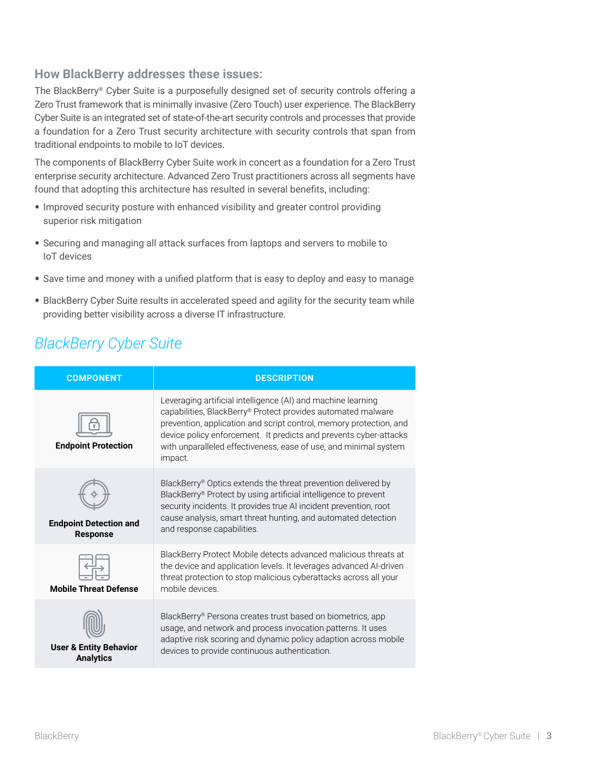### How BlackBerry addresses these issues:

The BlackBerry® Cyber Suite is a purposefully designed set of security controls offering a Zero Trust framework that is minimally invasive (Zero Touch) user experience. The BlackBerry Cyber Suite is an integrated set of state-of-the-art security controls and processes that provide a foundation for a Zero Trust security architecture with security controls that span from traditional endpoints to mobile to IoT devices.

The components of BlackBerry Cyber Suite work in concert as a foundation for a Zero Trust enterprise security architecture. Advanced Zero Trust practitioners across all segments have found that adopting this architecture has resulted in several benefits, including:

- Improved security posture with enhanced visibility and greater control providing superior risk mitigation
- Securing and managing all attack surfaces from laptops and servers to mobile to IoT devices
- Save time and money with a unified platform that is easy to deploy and easy to manage
- BlackBerry Cyber Suite results in accelerated speed and agility for the security team while providing better visibility across a diverse IT infrastructure.

## *BlackBerry Cyber Suite*

| COMPONENT | DESCRIPTION |
|---|---|
| **Endpoint Protection** | Leveraging artificial intelligence (AI) and machine learning capabilities, BlackBerry® Protect provides automated malware prevention, application and script control, memory protection, and device policy enforcement. It predicts and prevents cyber-attacks with unparalleled effectiveness, ease of use, and minimal system impact. |
| **Endpoint Detection and Response** | BlackBerry® Optics extends the threat prevention delivered by BlackBerry® Protect by using artificial intelligence to prevent security incidents. It provides true AI incident prevention, root cause analysis, smart threat hunting, and automated detection and response capabilities. |
| **Mobile Threat Defense** | BlackBerry Protect Mobile detects advanced malicious threats at the device and application levels. It leverages advanced AI-driven threat protection to stop malicious cyberattacks across all your mobile devices. |
| **User & Entity Behavior Analytics** | BlackBerry® Persona creates trust based on biometrics, app usage, and network and process invocation patterns. It uses adaptive risk scoring and dynamic policy adaption across mobile devices to provide continuous authentication. |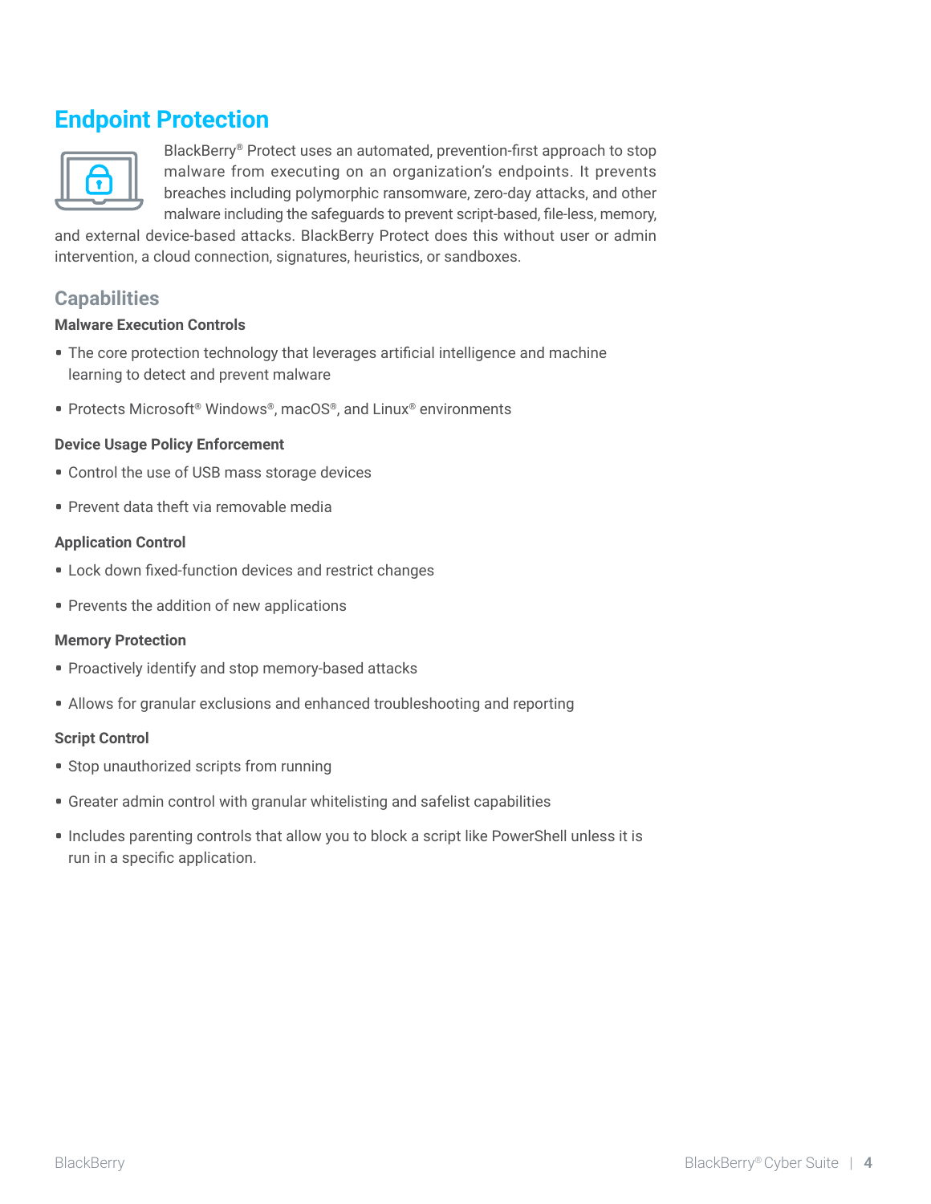# Endpoint Protection

BlackBerry® Protect uses an automated, prevention-first approach to stop malware from executing on an organization's endpoints. It prevents breaches including polymorphic ransomware, zero-day attacks, and other malware including the safeguards to prevent script-based, file-less, memory, and external device-based attacks. BlackBerry Protect does this without user or admin intervention, a cloud connection, signatures, heuristics, or sandboxes.

## Capabilities

**Malware Execution Controls**

- The core protection technology that leverages artificial intelligence and machine learning to detect and prevent malware
- Protects Microsoft® Windows®, macOS®, and Linux® environments

**Device Usage Policy Enforcement**

- Control the use of USB mass storage devices
- Prevent data theft via removable media

**Application Control**

- Lock down fixed-function devices and restrict changes
- Prevents the addition of new applications

**Memory Protection**

- Proactively identify and stop memory-based attacks
- Allows for granular exclusions and enhanced troubleshooting and reporting

**Script Control**

- Stop unauthorized scripts from running
- Greater admin control with granular whitelisting and safelist capabilities
- Includes parenting controls that allow you to block a script like PowerShell unless it is run in a specific application.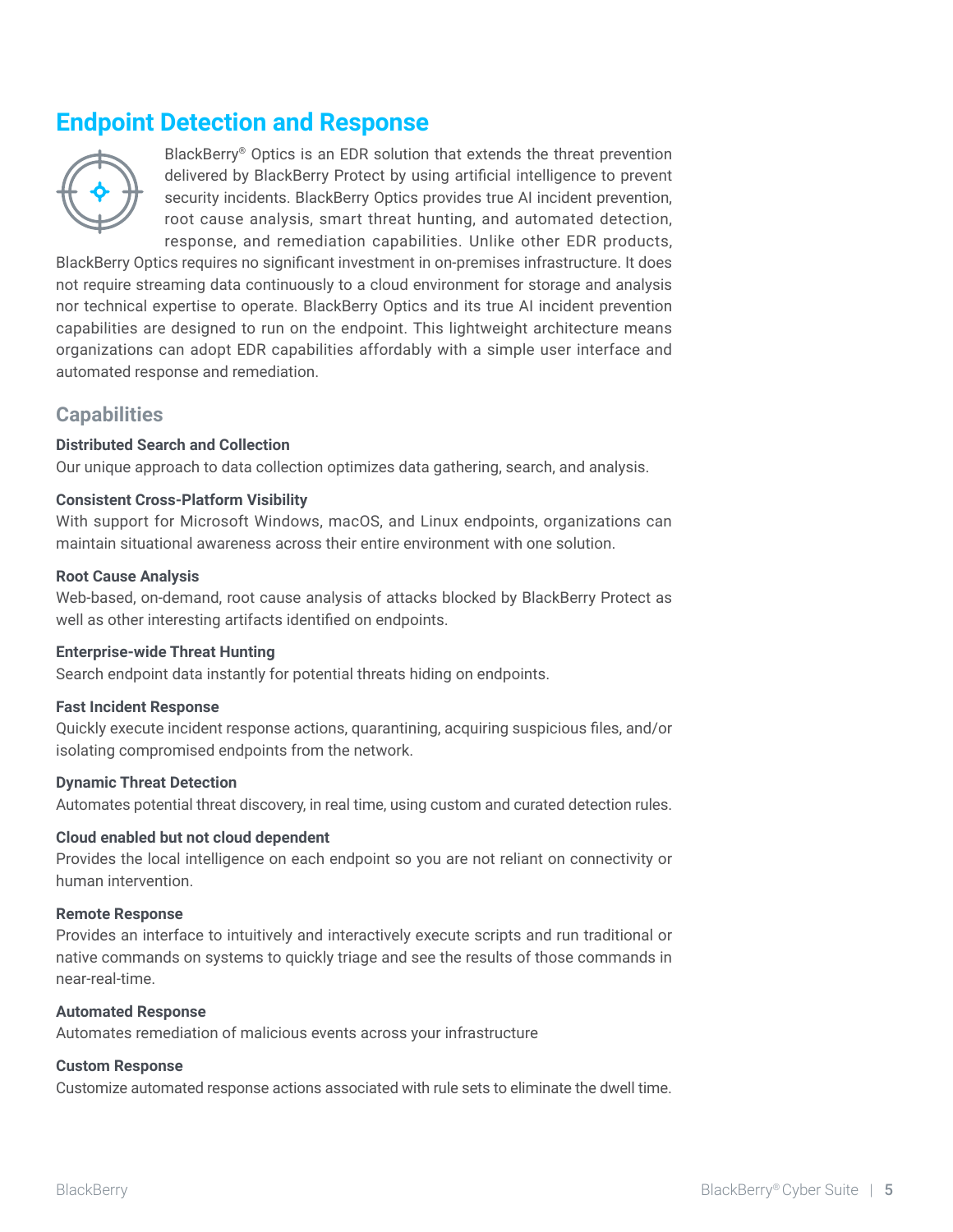## Endpoint Detection and Response

BlackBerry® Optics is an EDR solution that extends the threat prevention delivered by BlackBerry Protect by using artificial intelligence to prevent security incidents. BlackBerry Optics provides true AI incident prevention, root cause analysis, smart threat hunting, and automated detection, response, and remediation capabilities. Unlike other EDR products, BlackBerry Optics requires no significant investment in on-premises infrastructure. It does not require streaming data continuously to a cloud environment for storage and analysis nor technical expertise to operate. BlackBerry Optics and its true AI incident prevention capabilities are designed to run on the endpoint. This lightweight architecture means organizations can adopt EDR capabilities affordably with a simple user interface and automated response and remediation.

### Capabilities

**Distributed Search and Collection**
Our unique approach to data collection optimizes data gathering, search, and analysis.

**Consistent Cross-Platform Visibility**
With support for Microsoft Windows, macOS, and Linux endpoints, organizations can maintain situational awareness across their entire environment with one solution.

**Root Cause Analysis**
Web-based, on-demand, root cause analysis of attacks blocked by BlackBerry Protect as well as other interesting artifacts identified on endpoints.

**Enterprise-wide Threat Hunting**
Search endpoint data instantly for potential threats hiding on endpoints.

**Fast Incident Response**
Quickly execute incident response actions, quarantining, acquiring suspicious files, and/or isolating compromised endpoints from the network.

**Dynamic Threat Detection**
Automates potential threat discovery, in real time, using custom and curated detection rules.

**Cloud enabled but not cloud dependent**
Provides the local intelligence on each endpoint so you are not reliant on connectivity or human intervention.

**Remote Response**
Provides an interface to intuitively and interactively execute scripts and run traditional or native commands on systems to quickly triage and see the results of those commands in near-real-time.

**Automated Response**
Automates remediation of malicious events across your infrastructure

**Custom Response**
Customize automated response actions associated with rule sets to eliminate the dwell time.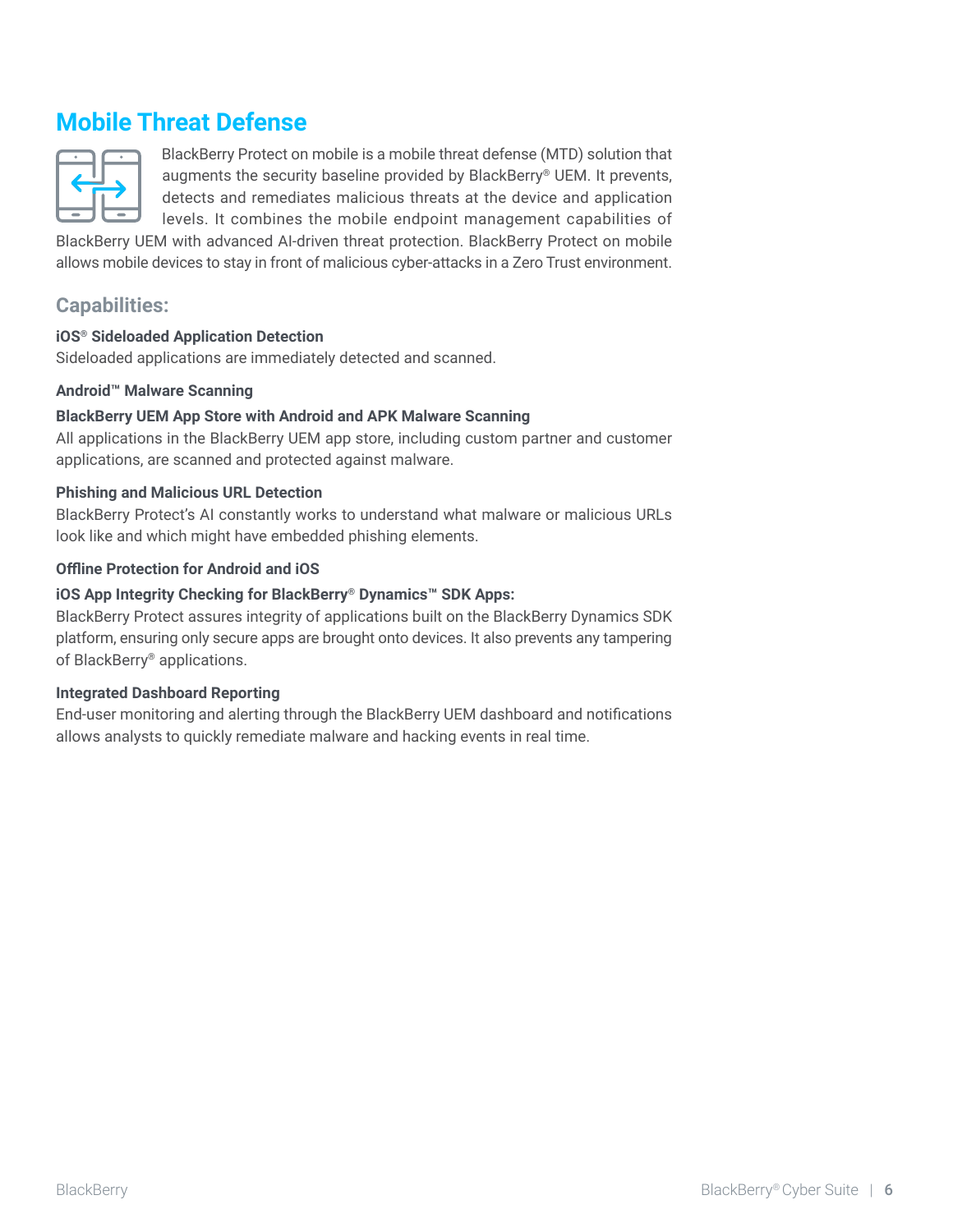## Mobile Threat Defense

BlackBerry Protect on mobile is a mobile threat defense (MTD) solution that augments the security baseline provided by BlackBerry® UEM. It prevents, detects and remediates malicious threats at the device and application levels. It combines the mobile endpoint management capabilities of BlackBerry UEM with advanced AI-driven threat protection. BlackBerry Protect on mobile allows mobile devices to stay in front of malicious cyber-attacks in a Zero Trust environment.

### Capabilities:

**iOS® Sideloaded Application Detection**
Sideloaded applications are immediately detected and scanned.

**Android™ Malware Scanning**

**BlackBerry UEM App Store with Android and APK Malware Scanning**
All applications in the BlackBerry UEM app store, including custom partner and customer applications, are scanned and protected against malware.

**Phishing and Malicious URL Detection**
BlackBerry Protect's AI constantly works to understand what malware or malicious URLs look like and which might have embedded phishing elements.

**Offline Protection for Android and iOS**

**iOS App Integrity Checking for BlackBerry® Dynamics™ SDK Apps:**
BlackBerry Protect assures integrity of applications built on the BlackBerry Dynamics SDK platform, ensuring only secure apps are brought onto devices. It also prevents any tampering of BlackBerry® applications.

**Integrated Dashboard Reporting**
End-user monitoring and alerting through the BlackBerry UEM dashboard and notifications allows analysts to quickly remediate malware and hacking events in real time.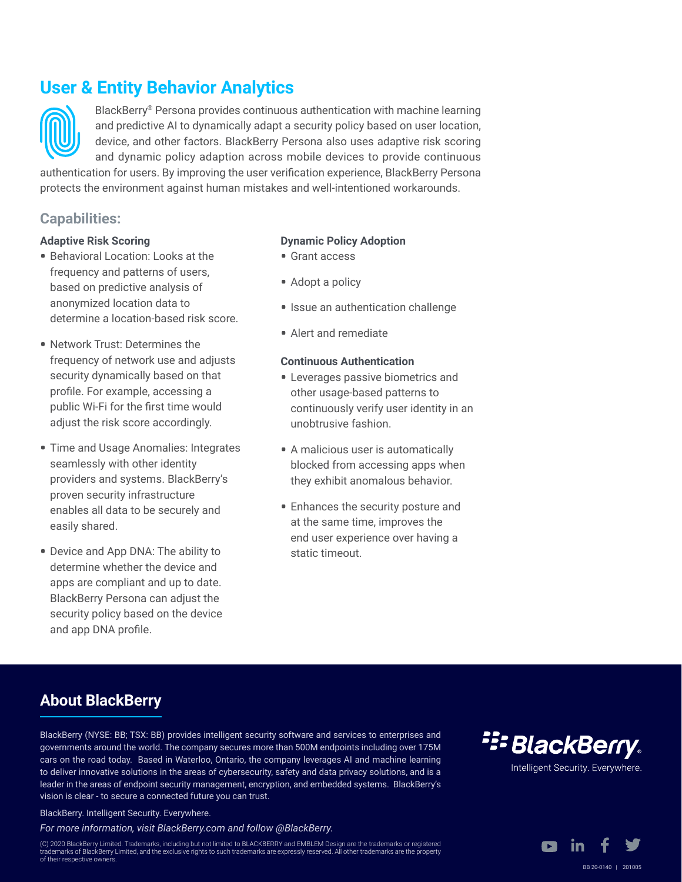## User & Entity Behavior Analytics

BlackBerry® Persona provides continuous authentication with machine learning and predictive AI to dynamically adapt a security policy based on user location, device, and other factors. BlackBerry Persona also uses adaptive risk scoring and dynamic policy adaption across mobile devices to provide continuous authentication for users. By improving the user verification experience, BlackBerry Persona protects the environment against human mistakes and well-intentioned workarounds.

### Capabilities:

**Adaptive Risk Scoring**

- Behavioral Location: Looks at the frequency and patterns of users, based on predictive analysis of anonymized location data to determine a location-based risk score.
- Network Trust: Determines the frequency of network use and adjusts security dynamically based on that profile. For example, accessing a public Wi-Fi for the first time would adjust the risk score accordingly.
- Time and Usage Anomalies: Integrates seamlessly with other identity providers and systems. BlackBerry's proven security infrastructure enables all data to be securely and easily shared.
- Device and App DNA: The ability to determine whether the device and apps are compliant and up to date. BlackBerry Persona can adjust the security policy based on the device and app DNA profile.

**Dynamic Policy Adoption**

- Grant access
- Adopt a policy
- Issue an authentication challenge
- Alert and remediate

**Continuous Authentication**

- Leverages passive biometrics and other usage-based patterns to continuously verify user identity in an unobtrusive fashion.
- A malicious user is automatically blocked from accessing apps when they exhibit anomalous behavior.
- Enhances the security posture and at the same time, improves the end user experience over having a static timeout.

## About BlackBerry

BlackBerry (NYSE: BB; TSX: BB) provides intelligent security software and services to enterprises and governments around the world. The company secures more than 500M endpoints including over 175M cars on the road today. Based in Waterloo, Ontario, the company leverages AI and machine learning to deliver innovative solutions in the areas of cybersecurity, safety and data privacy solutions, and is a leader in the areas of endpoint security management, encryption, and embedded systems. BlackBerry's vision is clear - to secure a connected future you can trust.

BlackBerry. Intelligent Security. Everywhere.

*For more information, visit BlackBerry.com and follow @BlackBerry.*

(C) 2020 BlackBerry Limited. Trademarks, including but not limited to BLACKBERRY and EMBLEM Design are the trademarks or registered trademarks of BlackBerry Limited, and the exclusive rights to such trademarks are expressly reserved. All other trademarks are the property of their respective owners.

BlackBerry. Intelligent Security. Everywhere.

BB 20-0140 | 201005